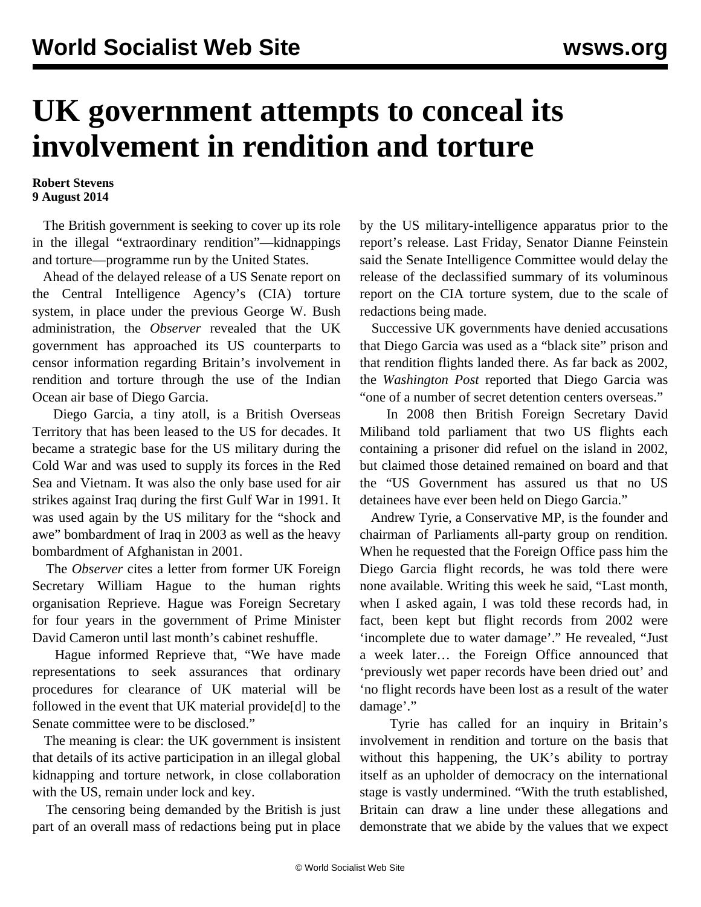# UK government attempts to conceal its involvement in rendition and torture

**Robert Stevens**
**9 August 2014**

The British government is seeking to cover up its role in the illegal "extraordinary rendition"—kidnappings and torture—programme run by the United States.

Ahead of the delayed release of a US Senate report on the Central Intelligence Agency's (CIA) torture system, in place under the previous George W. Bush administration, the *Observer* revealed that the UK government has approached its US counterparts to censor information regarding Britain's involvement in rendition and torture through the use of the Indian Ocean air base of Diego Garcia.

Diego Garcia, a tiny atoll, is a British Overseas Territory that has been leased to the US for decades. It became a strategic base for the US military during the Cold War and was used to supply its forces in the Red Sea and Vietnam. It was also the only base used for air strikes against Iraq during the first Gulf War in 1991. It was used again by the US military for the "shock and awe" bombardment of Iraq in 2003 as well as the heavy bombardment of Afghanistan in 2001.

The *Observer* cites a letter from former UK Foreign Secretary William Hague to the human rights organisation Reprieve. Hague was Foreign Secretary for four years in the government of Prime Minister David Cameron until last month's cabinet reshuffle.

Hague informed Reprieve that, "We have made representations to seek assurances that ordinary procedures for clearance of UK material will be followed in the event that UK material provide[d] to the Senate committee were to be disclosed."

The meaning is clear: the UK government is insistent that details of its active participation in an illegal global kidnapping and torture network, in close collaboration with the US, remain under lock and key.

The censoring being demanded by the British is just part of an overall mass of redactions being put in place by the US military-intelligence apparatus prior to the report's release. Last Friday, Senator Dianne Feinstein said the Senate Intelligence Committee would delay the release of the declassified summary of its voluminous report on the CIA torture system, due to the scale of redactions being made.

Successive UK governments have denied accusations that Diego Garcia was used as a "black site" prison and that rendition flights landed there. As far back as 2002, the *Washington Post* reported that Diego Garcia was "one of a number of secret detention centers overseas."

In 2008 then British Foreign Secretary David Miliband told parliament that two US flights each containing a prisoner did refuel on the island in 2002, but claimed those detained remained on board and that the "US Government has assured us that no US detainees have ever been held on Diego Garcia."

Andrew Tyrie, a Conservative MP, is the founder and chairman of Parliaments all-party group on rendition. When he requested that the Foreign Office pass him the Diego Garcia flight records, he was told there were none available. Writing this week he said, "Last month, when I asked again, I was told these records had, in fact, been kept but flight records from 2002 were 'incomplete due to water damage'." He revealed, "Just a week later… the Foreign Office announced that 'previously wet paper records have been dried out' and 'no flight records have been lost as a result of the water damage'."

Tyrie has called for an inquiry in Britain's involvement in rendition and torture on the basis that without this happening, the UK's ability to portray itself as an upholder of democracy on the international stage is vastly undermined. "With the truth established, Britain can draw a line under these allegations and demonstrate that we abide by the values that we expect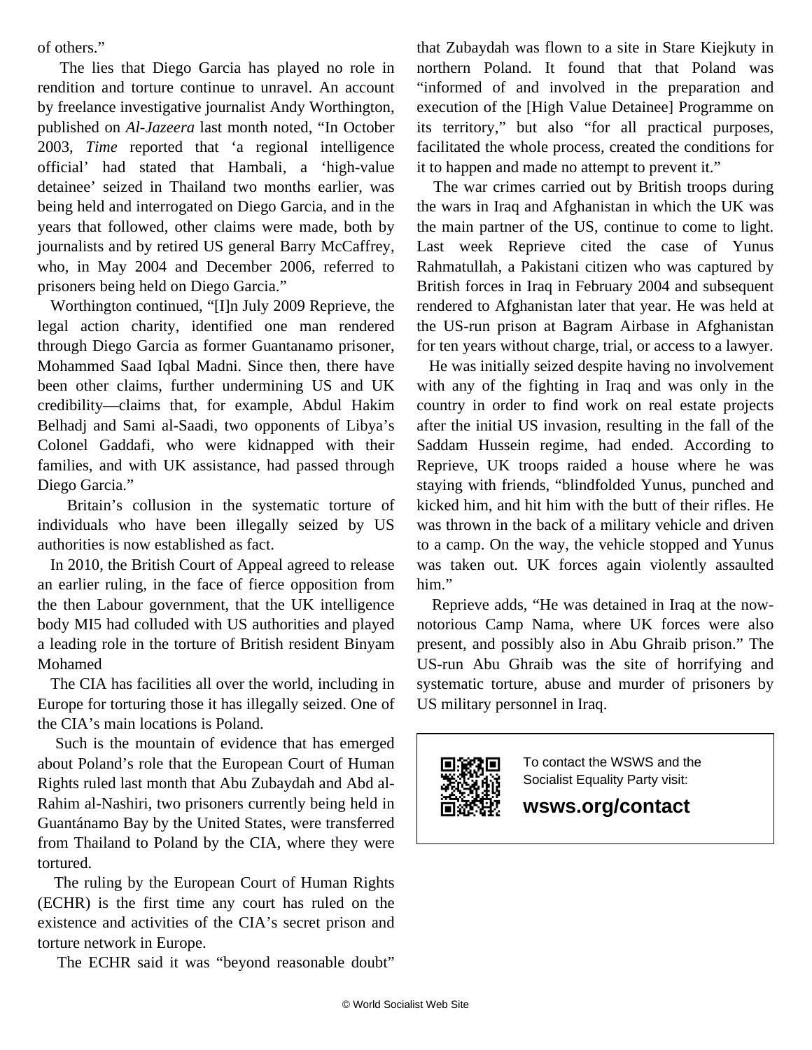of others."

The lies that Diego Garcia has played no role in rendition and torture continue to unravel. An account by freelance investigative journalist Andy Worthington, published on *Al-Jazeera* last month noted, "In October 2003, *Time* reported that 'a regional intelligence official' had stated that Hambali, a 'high-value detainee' seized in Thailand two months earlier, was being held and interrogated on Diego Garcia, and in the years that followed, other claims were made, both by journalists and by retired US general Barry McCaffrey, who, in May 2004 and December 2006, referred to prisoners being held on Diego Garcia."

Worthington continued, "[I]n July 2009 Reprieve, the legal action charity, identified one man rendered through Diego Garcia as former Guantanamo prisoner, Mohammed Saad Iqbal Madni. Since then, there have been other claims, further undermining US and UK credibility—claims that, for example, Abdul Hakim Belhadj and Sami al-Saadi, two opponents of Libya's Colonel Gaddafi, who were kidnapped with their families, and with UK assistance, had passed through Diego Garcia."

Britain's collusion in the systematic torture of individuals who have been illegally seized by US authorities is now established as fact.

In 2010, the British Court of Appeal agreed to release an earlier ruling, in the face of fierce opposition from the then Labour government, that the UK intelligence body MI5 had colluded with US authorities and played a leading role in the torture of British resident Binyam Mohamed

The CIA has facilities all over the world, including in Europe for torturing those it has illegally seized. One of the CIA's main locations is Poland.

Such is the mountain of evidence that has emerged about Poland's role that the European Court of Human Rights ruled last month that Abu Zubaydah and Abd al-Rahim al-Nashiri, two prisoners currently being held in Guantánamo Bay by the United States, were transferred from Thailand to Poland by the CIA, where they were tortured.

The ruling by the European Court of Human Rights (ECHR) is the first time any court has ruled on the existence and activities of the CIA's secret prison and torture network in Europe.

The ECHR said it was "beyond reasonable doubt" that Zubaydah was flown to a site in Stare Kiejkuty in northern Poland. It found that that Poland was "informed of and involved in the preparation and execution of the [High Value Detainee] Programme on its territory," but also "for all practical purposes, facilitated the whole process, created the conditions for it to happen and made no attempt to prevent it."

The war crimes carried out by British troops during the wars in Iraq and Afghanistan in which the UK was the main partner of the US, continue to come to light. Last week Reprieve cited the case of Yunus Rahmatullah, a Pakistani citizen who was captured by British forces in Iraq in February 2004 and subsequent rendered to Afghanistan later that year. He was held at the US-run prison at Bagram Airbase in Afghanistan for ten years without charge, trial, or access to a lawyer.

He was initially seized despite having no involvement with any of the fighting in Iraq and was only in the country in order to find work on real estate projects after the initial US invasion, resulting in the fall of the Saddam Hussein regime, had ended. According to Reprieve, UK troops raided a house where he was staying with friends, "blindfolded Yunus, punched and kicked him, and hit him with the butt of their rifles. He was thrown in the back of a military vehicle and driven to a camp. On the way, the vehicle stopped and Yunus was taken out. UK forces again violently assaulted him."

Reprieve adds, "He was detained in Iraq at the now-notorious Camp Nama, where UK forces were also present, and possibly also in Abu Ghraib prison." The US-run Abu Ghraib was the site of horrifying and systematic torture, abuse and murder of prisoners by US military personnel in Iraq.

To contact the WSWS and the Socialist Equality Party visit:

**wsws.org/contact**